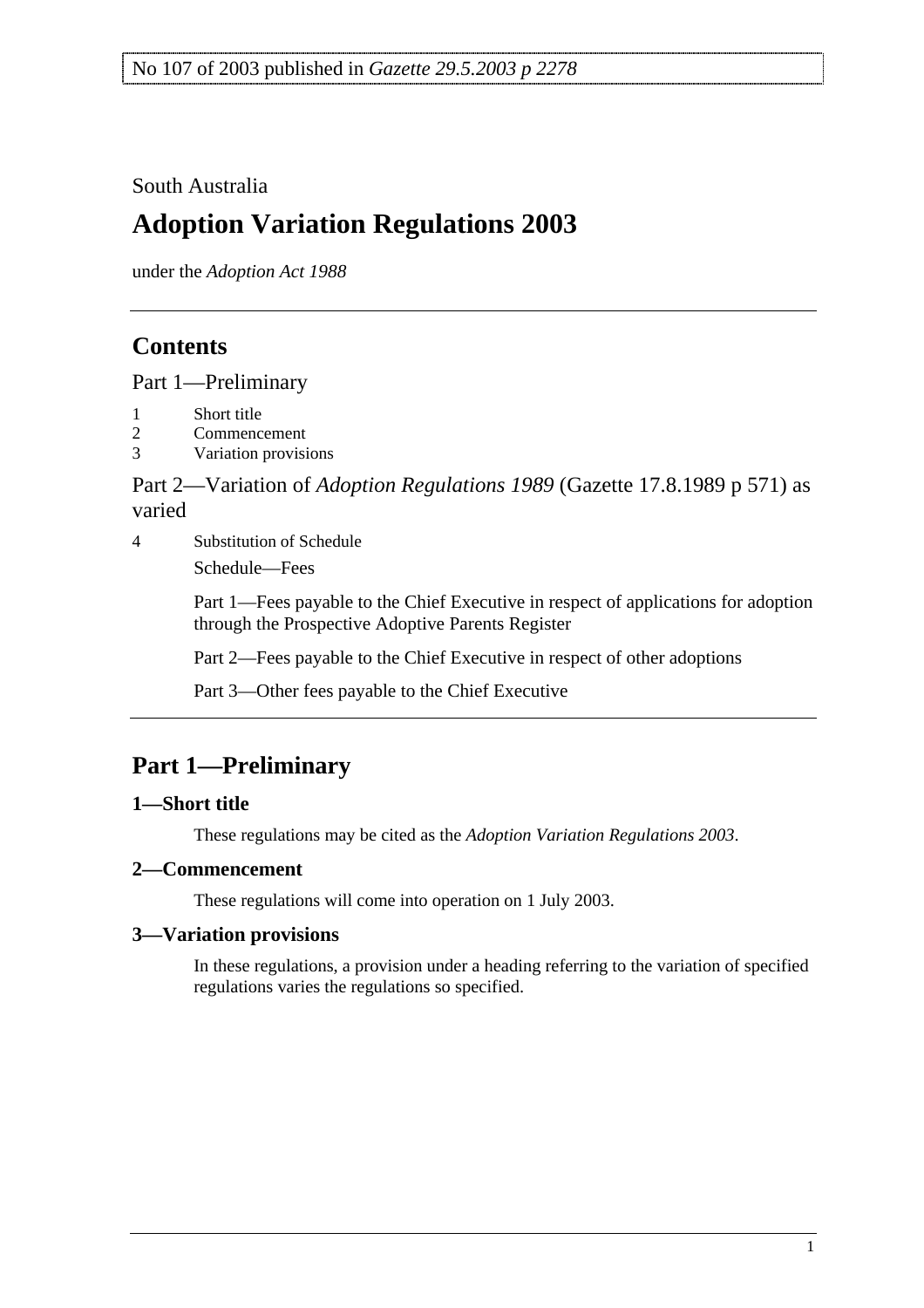No 107 of 2003 published in *Gazette 29.5.2003 p 2278*

South Australia

# Adoption Variation Regulations 2003

under the *Adoption Act 1988*

## Contents

Part 1—Preliminary

1 Short title
2 Commencement
3 Variation provisions

Part 2—Variation of *Adoption Regulations 1989* (Gazette 17.8.1989 p 571) as varied

4 Substitution of Schedule

Schedule—Fees

Part 1—Fees payable to the Chief Executive in respect of applications for adoption through the Prospective Adoptive Parents Register

Part 2—Fees payable to the Chief Executive in respect of other adoptions

Part 3—Other fees payable to the Chief Executive

## Part 1—Preliminary

### 1—Short title

These regulations may be cited as the *Adoption Variation Regulations 2003*.

### 2—Commencement

These regulations will come into operation on 1 July 2003.

### 3—Variation provisions

In these regulations, a provision under a heading referring to the variation of specified regulations varies the regulations so specified.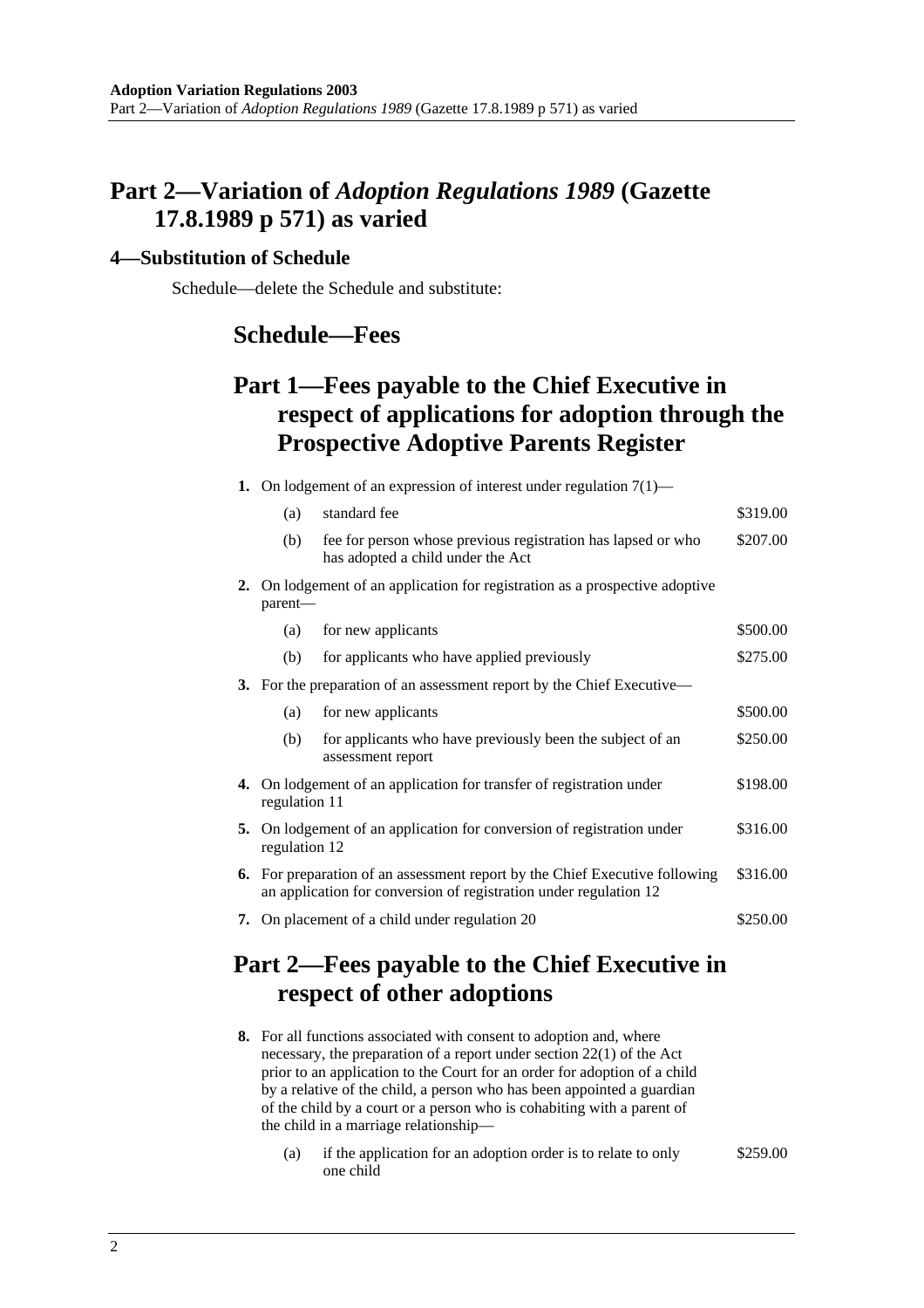# Part 2—Variation of *Adoption Regulations 1989* (Gazette 17.8.1989 p 571) as varied

### 4—Substitution of Schedule

Schedule—delete the Schedule and substitute:

## Schedule—Fees

## Part 1—Fees payable to the Chief Executive in respect of applications for adoption through the Prospective Adoptive Parents Register

**1.** On lodgement of an expression of interest under regulation 7(1)—

| | | |
|---|---|---|
| (a) | standard fee | $319.00 |
| (b) | fee for person whose previous registration has lapsed or who has adopted a child under the Act | $207.00 |

**2.** On lodgement of an application for registration as a prospective adoptive parent—

| | | |
|---|---|---|
| (a) | for new applicants | $500.00 |
| (b) | for applicants who have applied previously | $275.00 |

**3.** For the preparation of an assessment report by the Chief Executive—

| | | |
|---|---|---|
| (a) | for new applicants | $500.00 |
| (b) | for applicants who have previously been the subject of an assessment report | $250.00 |

**4.** On lodgement of an application for transfer of registration under regulation 11 — $198.00

**5.** On lodgement of an application for conversion of registration under regulation 12 — $316.00

**6.** For preparation of an assessment report by the Chief Executive following an application for conversion of registration under regulation 12 — $316.00

**7.** On placement of a child under regulation 20 — $250.00

## Part 2—Fees payable to the Chief Executive in respect of other adoptions

**8.** For all functions associated with consent to adoption and, where necessary, the preparation of a report under section 22(1) of the Act prior to an application to the Court for an order for adoption of a child by a relative of the child, a person who has been appointed a guardian of the child by a court or a person who is cohabiting with a parent of the child in a marriage relationship—

| | | |
|---|---|---|
| (a) | if the application for an adoption order is to relate to only one child | $259.00 |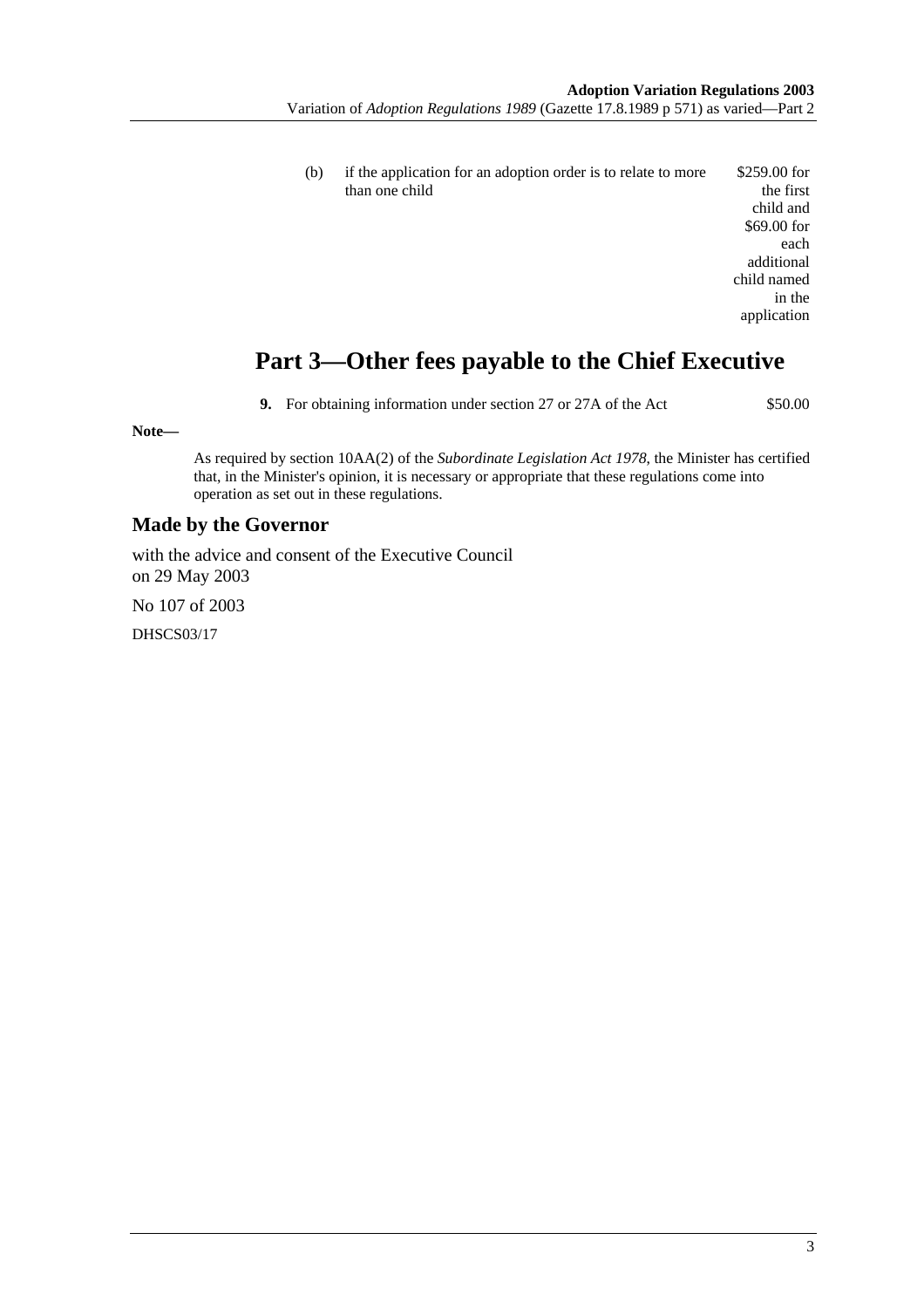(b) if the application for an adoption order is to relate to more than one child — $259.00 for the first child and $69.00 for each additional child named in the application

## Part 3—Other fees payable to the Chief Executive

**9.** For obtaining information under section 27 or 27A of the Act — $50.00

**Note—**

As required by section 10AA(2) of the *Subordinate Legislation Act 1978*, the Minister has certified that, in the Minister's opinion, it is necessary or appropriate that these regulations come into operation as set out in these regulations.

### Made by the Governor

with the advice and consent of the Executive Council on 29 May 2003

No 107 of 2003

DHSCS03/17